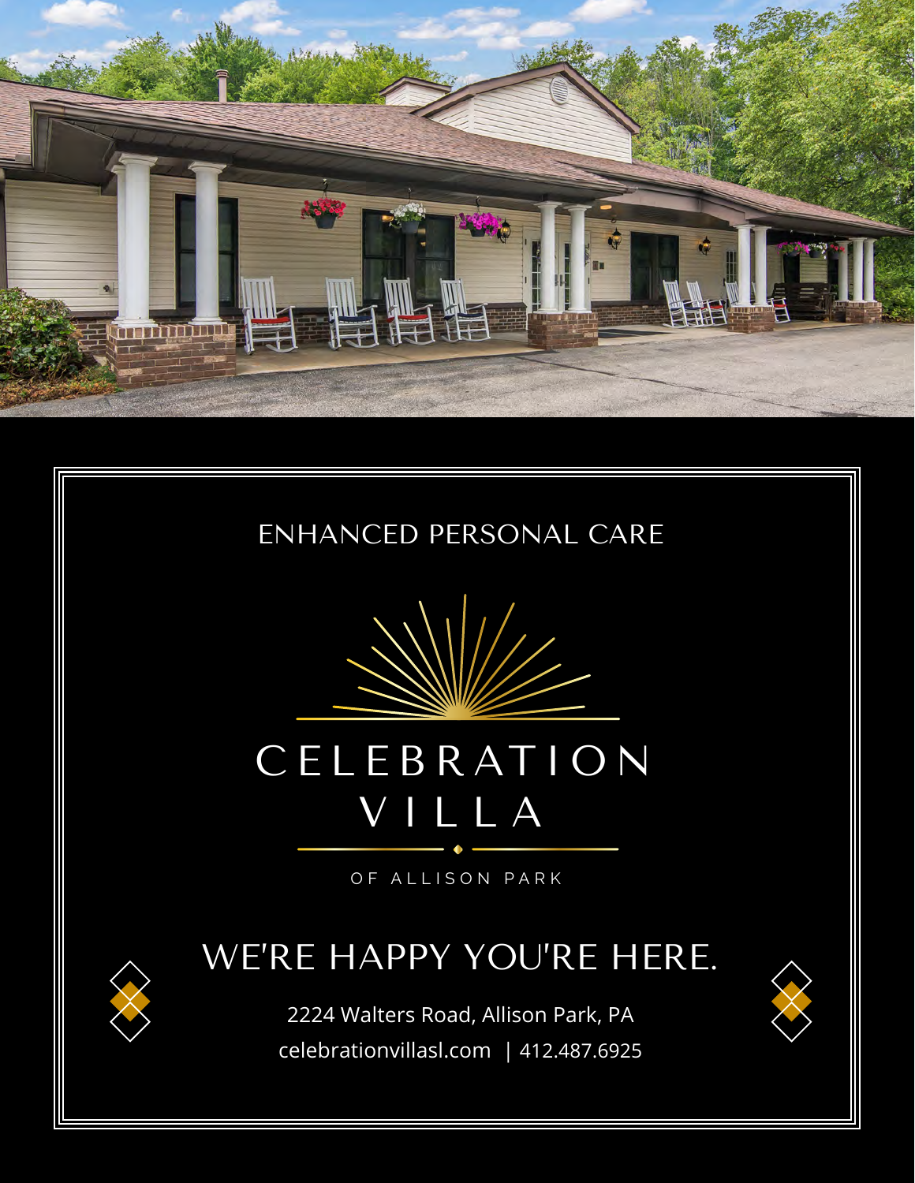ENHANCED PERSONAL CARE

# CELEBRATION VILLA

OF ALLISON PARK

## WE'RE HAPPY YOU'RE HERE.

2224 Walters Road, Allison Park, PA

celebrationvillasl.com | 412.487.6925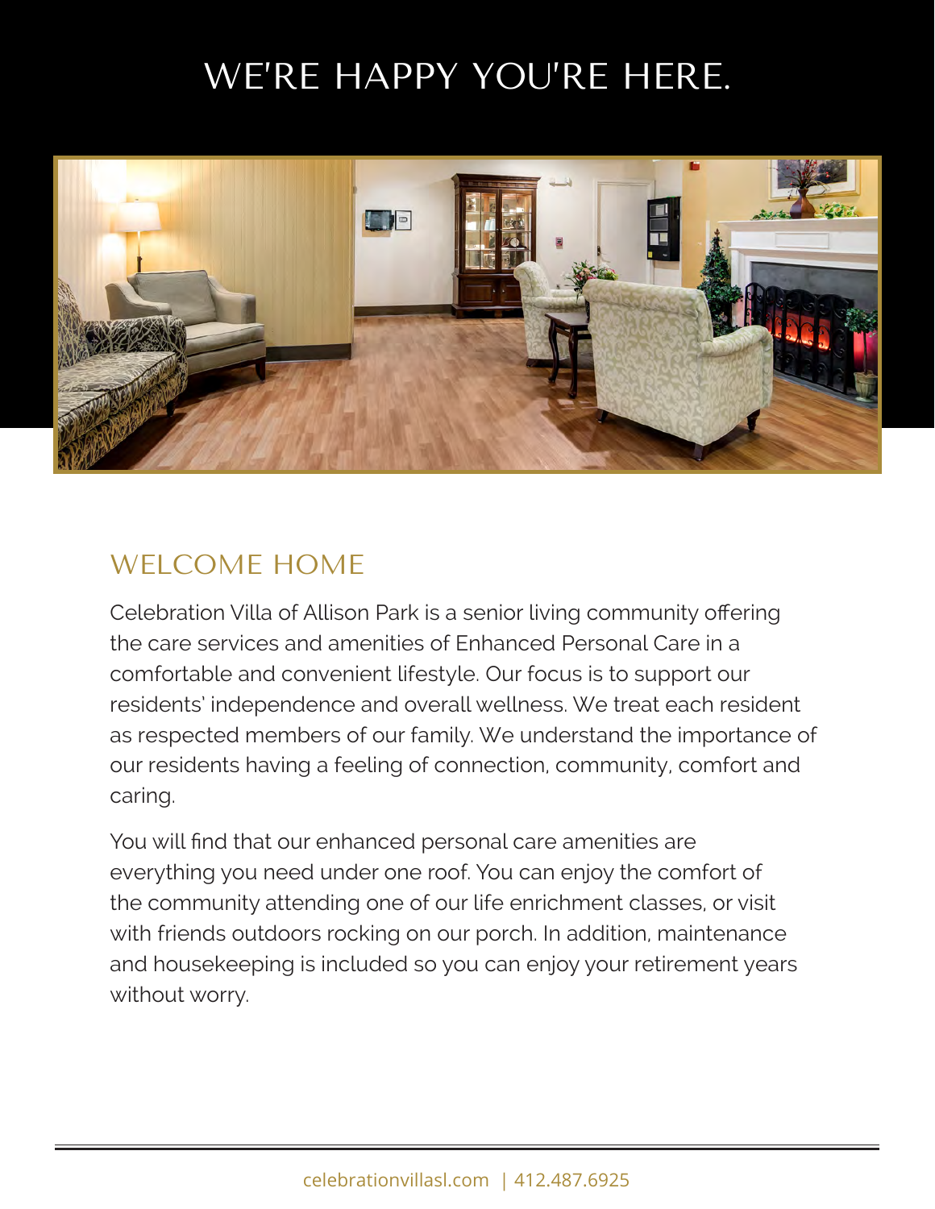# WE'RE HAPPY YOU'RE HERE.

## WELCOME HOME

Celebration Villa of Allison Park is a senior living community offering the care services and amenities of Enhanced Personal Care in a comfortable and convenient lifestyle. Our focus is to support our residents' independence and overall wellness. We treat each resident as respected members of our family. We understand the importance of our residents having a feeling of connection, community, comfort and caring.

You will find that our enhanced personal care amenities are everything you need under one roof. You can enjoy the comfort of the community attending one of our life enrichment classes, or visit with friends outdoors rocking on our porch. In addition, maintenance and housekeeping is included so you can enjoy your retirement years without worry.

celebrationvillasl.com | 412.487.6925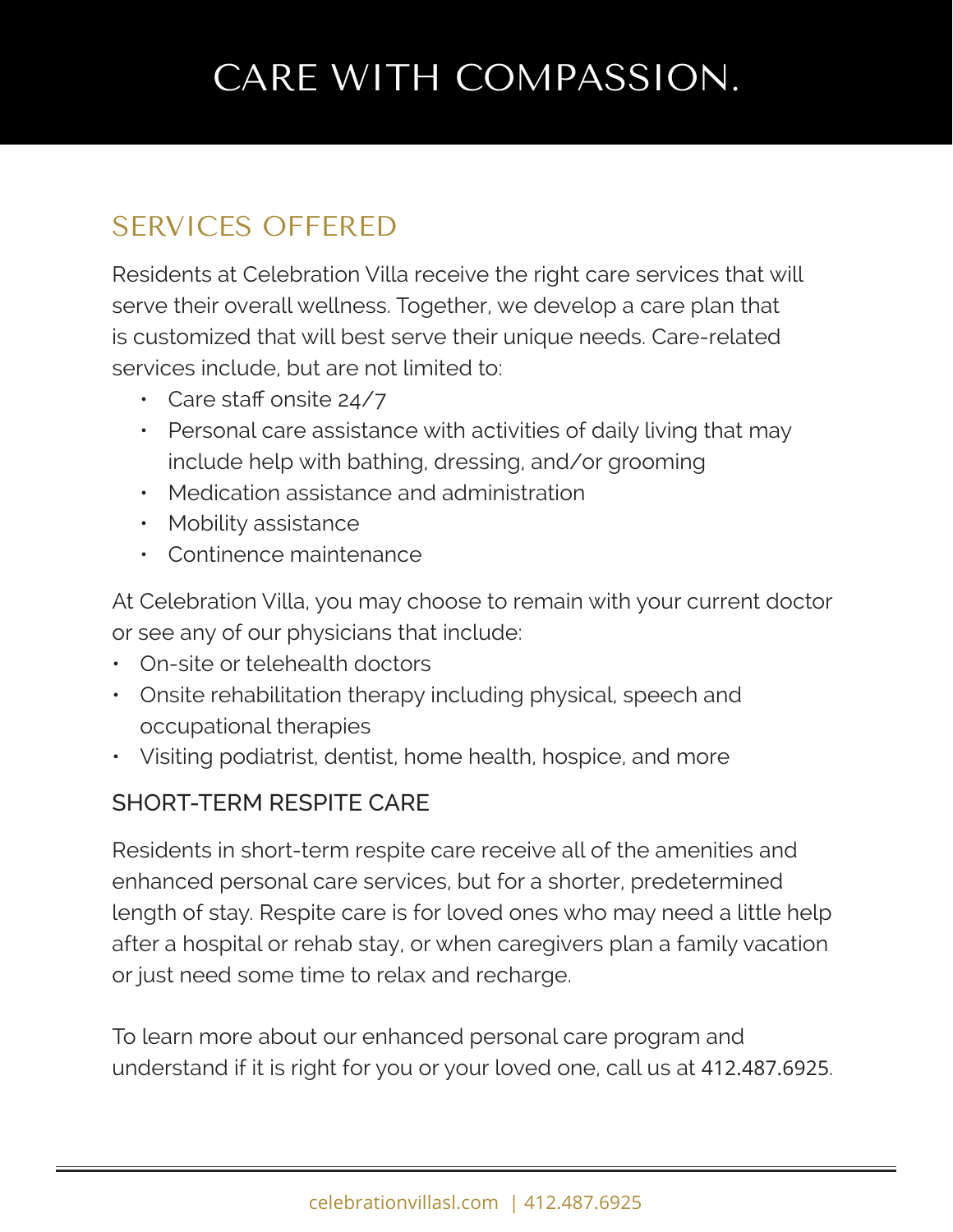# CARE WITH COMPASSION.

## SERVICES OFFERED

Residents at Celebration Villa receive the right care services that will serve their overall wellness. Together, we develop a care plan that is customized that will best serve their unique needs. Care-related services include, but are not limited to:

- Care staff onsite 24/7
- Personal care assistance with activities of daily living that may include help with bathing, dressing, and/or grooming
- Medication assistance and administration
- Mobility assistance
- Continence maintenance

At Celebration Villa, you may choose to remain with your current doctor or see any of our physicians that include:

- On-site or telehealth doctors
- Onsite rehabilitation therapy including physical, speech and occupational therapies
- Visiting podiatrist, dentist, home health, hospice, and more

### SHORT-TERM RESPITE CARE

Residents in short-term respite care receive all of the amenities and enhanced personal care services, but for a shorter, predetermined length of stay. Respite care is for loved ones who may need a little help after a hospital or rehab stay, or when caregivers plan a family vacation or just need some time to relax and recharge.

To learn more about our enhanced personal care program and understand if it is right for you or your loved one, call us at 412.487.6925.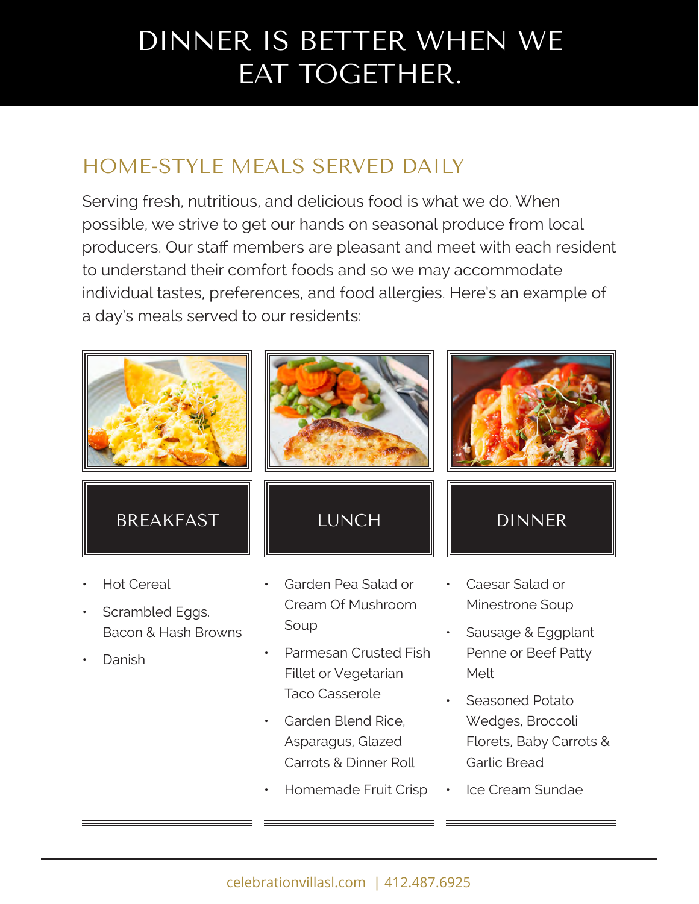# DINNER IS BETTER WHEN WE EAT TOGETHER.

## HOME-STYLE MEALS SERVED DAILY

Serving fresh, nutritious, and delicious food is what we do. When possible, we strive to get our hands on seasonal produce from local producers. Our staff members are pleasant and meet with each resident to understand their comfort foods and so we may accommodate individual tastes, preferences, and food allergies. Here's an example of a day's meals served to our residents:

### BREAKFAST

- Hot Cereal
- Scrambled Eggs. Bacon & Hash Browns
- Danish

### LUNCH

- Garden Pea Salad or Cream Of Mushroom Soup
- Parmesan Crusted Fish Fillet or Vegetarian Taco Casserole
- Garden Blend Rice, Asparagus, Glazed Carrots & Dinner Roll
- Homemade Fruit Crisp

### DINNER

- Caesar Salad or Minestrone Soup
- Sausage & Eggplant Penne or Beef Patty Melt
- Seasoned Potato Wedges, Broccoli Florets, Baby Carrots & Garlic Bread
- Ice Cream Sundae

celebrationvillasl.com | 412.487.6925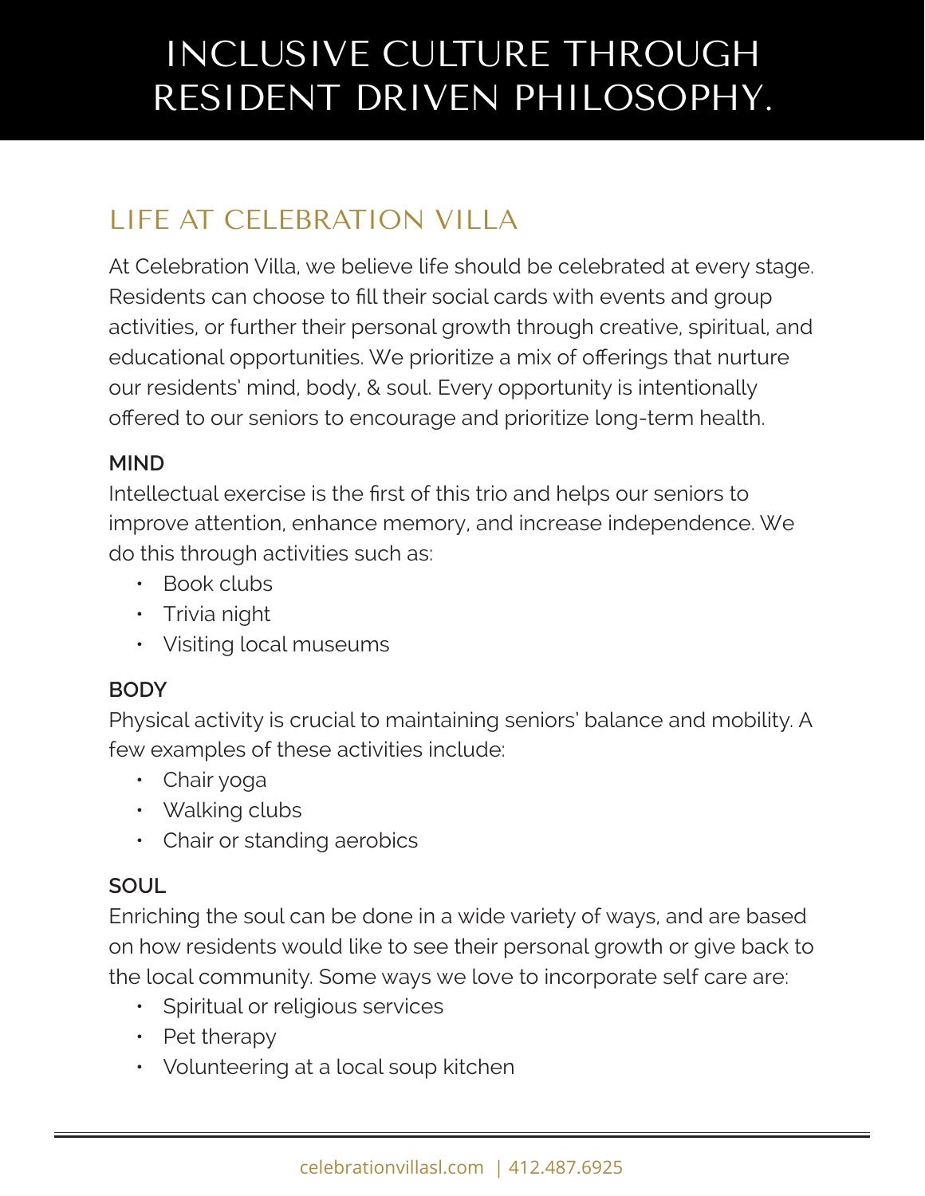# INCLUSIVE CULTURE THROUGH RESIDENT DRIVEN PHILOSOPHY.

## LIFE AT CELEBRATION VILLA

At Celebration Villa, we believe life should be celebrated at every stage. Residents can choose to fill their social cards with events and group activities, or further their personal growth through creative, spiritual, and educational opportunities. We prioritize a mix of offerings that nurture our residents' mind, body, & soul. Every opportunity is intentionally offered to our seniors to encourage and prioritize long-term health.

### MIND

Intellectual exercise is the first of this trio and helps our seniors to improve attention, enhance memory, and increase independence. We do this through activities such as:

- Book clubs
- Trivia night
- Visiting local museums

### BODY

Physical activity is crucial to maintaining seniors' balance and mobility. A few examples of these activities include:

- Chair yoga
- Walking clubs
- Chair or standing aerobics

### SOUL

Enriching the soul can be done in a wide variety of ways, and are based on how residents would like to see their personal growth or give back to the local community. Some ways we love to incorporate self care are:

- Spiritual or religious services
- Pet therapy
- Volunteering at a local soup kitchen

celebrationvillasl.com | 412.487.6925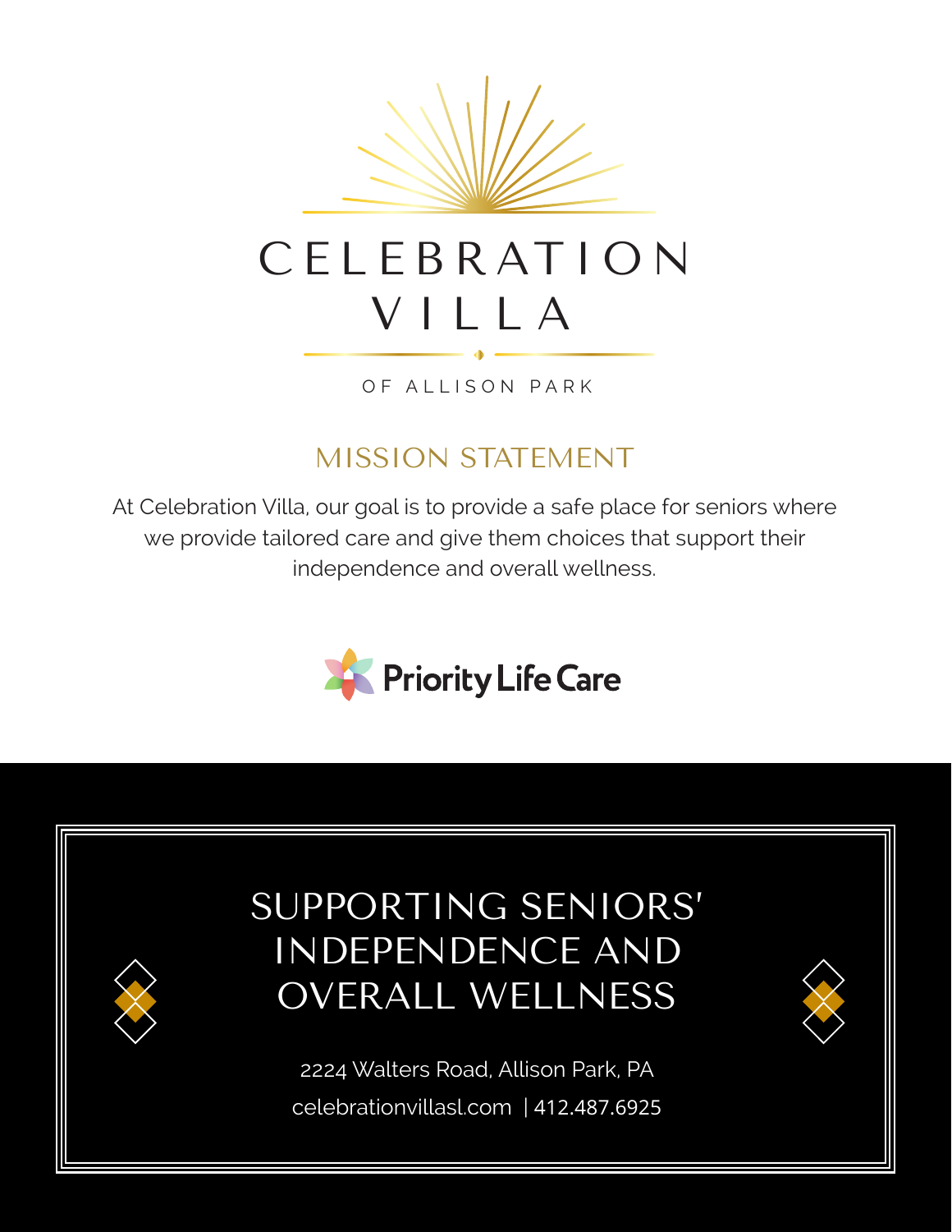# CELEBRATION VILLA

OF ALLISON PARK

## MISSION STATEMENT

At Celebration Villa, our goal is to provide a safe place for seniors where we provide tailored care and give them choices that support their independence and overall wellness.

Priority Life Care

## SUPPORTING SENIORS' INDEPENDENCE AND OVERALL WELLNESS

2224 Walters Road, Allison Park, PA

celebrationvillasl.com | 412.487.6925